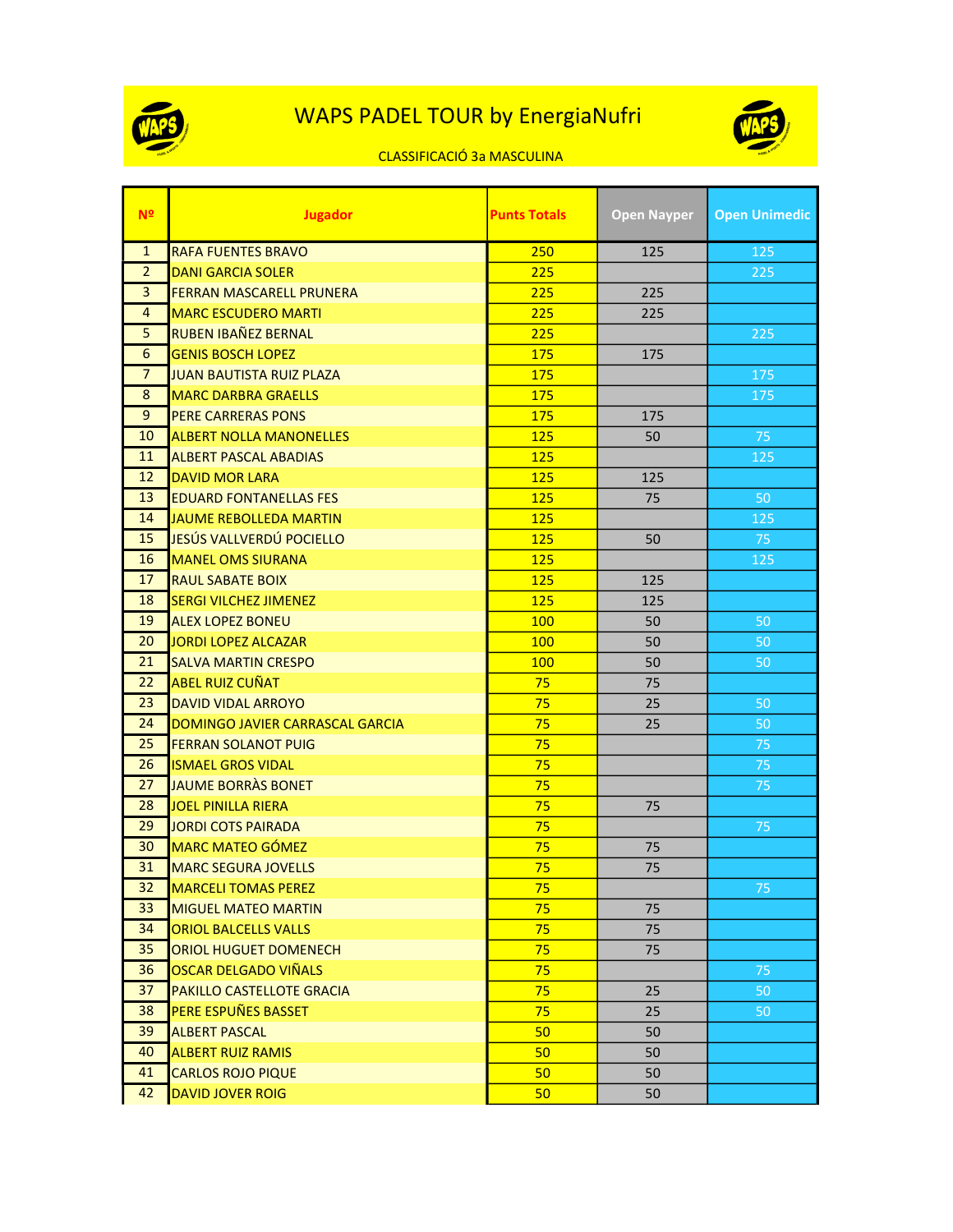# WAPS PADEL TOUR by EnergiaNufri

CLASSIFICACIÓ 3a MASCULINA

| Nº | Jugador | Punts Totals | Open Nayper | Open Unimedic |
|---|---|---|---|---|
| 1 | RAFA FUENTES BRAVO | 250 | 125 | 125 |
| 2 | DANI GARCIA SOLER | 225 | | 225 |
| 3 | FERRAN MASCARELL PRUNERA | 225 | 225 | |
| 4 | MARC ESCUDERO MARTI | 225 | 225 | |
| 5 | RUBEN IBAÑEZ BERNAL | 225 | | 225 |
| 6 | GENIS BOSCH LOPEZ | 175 | 175 | |
| 7 | JUAN BAUTISTA RUIZ PLAZA | 175 | | 175 |
| 8 | MARC DARBRA GRAELLS | 175 | | 175 |
| 9 | PERE CARRERAS PONS | 175 | 175 | |
| 10 | ALBERT NOLLA MANONELLES | 125 | 50 | 75 |
| 11 | ALBERT PASCAL ABADIAS | 125 | | 125 |
| 12 | DAVID MOR LARA | 125 | 125 | |
| 13 | EDUARD FONTANELLAS FES | 125 | 75 | 50 |
| 14 | JAUME REBOLLEDA MARTIN | 125 | | 125 |
| 15 | JESÚS VALLVERDÚ POCIELLO | 125 | 50 | 75 |
| 16 | MANEL OMS SIURANA | 125 | | 125 |
| 17 | RAUL SABATE BOIX | 125 | 125 | |
| 18 | SERGI VILCHEZ JIMENEZ | 125 | 125 | |
| 19 | ALEX LOPEZ BONEU | 100 | 50 | 50 |
| 20 | JORDI LOPEZ ALCAZAR | 100 | 50 | 50 |
| 21 | SALVA MARTIN CRESPO | 100 | 50 | 50 |
| 22 | ABEL RUIZ CUÑAT | 75 | 75 | |
| 23 | DAVID VIDAL ARROYO | 75 | 25 | 50 |
| 24 | DOMINGO JAVIER CARRASCAL GARCIA | 75 | 25 | 50 |
| 25 | FERRAN SOLANOT PUIG | 75 | | 75 |
| 26 | ISMAEL GROS VIDAL | 75 | | 75 |
| 27 | JAUME BORRÀS BONET | 75 | | 75 |
| 28 | JOEL PINILLA RIERA | 75 | 75 | |
| 29 | JORDI COTS PAIRADA | 75 | | 75 |
| 30 | MARC MATEO GÓMEZ | 75 | 75 | |
| 31 | MARC SEGURA JOVELLS | 75 | 75 | |
| 32 | MARCELI TOMAS PEREZ | 75 | | 75 |
| 33 | MIGUEL MATEO MARTIN | 75 | 75 | |
| 34 | ORIOL BALCELLS VALLS | 75 | 75 | |
| 35 | ORIOL HUGUET DOMENECH | 75 | 75 | |
| 36 | OSCAR DELGADO VIÑALS | 75 | | 75 |
| 37 | PAKILLO CASTELLOTE GRACIA | 75 | 25 | 50 |
| 38 | PERE ESPUÑES BASSET | 75 | 25 | 50 |
| 39 | ALBERT PASCAL | 50 | 50 | |
| 40 | ALBERT RUIZ RAMIS | 50 | 50 | |
| 41 | CARLOS ROJO PIQUE | 50 | 50 | |
| 42 | DAVID JOVER ROIG | 50 | 50 | |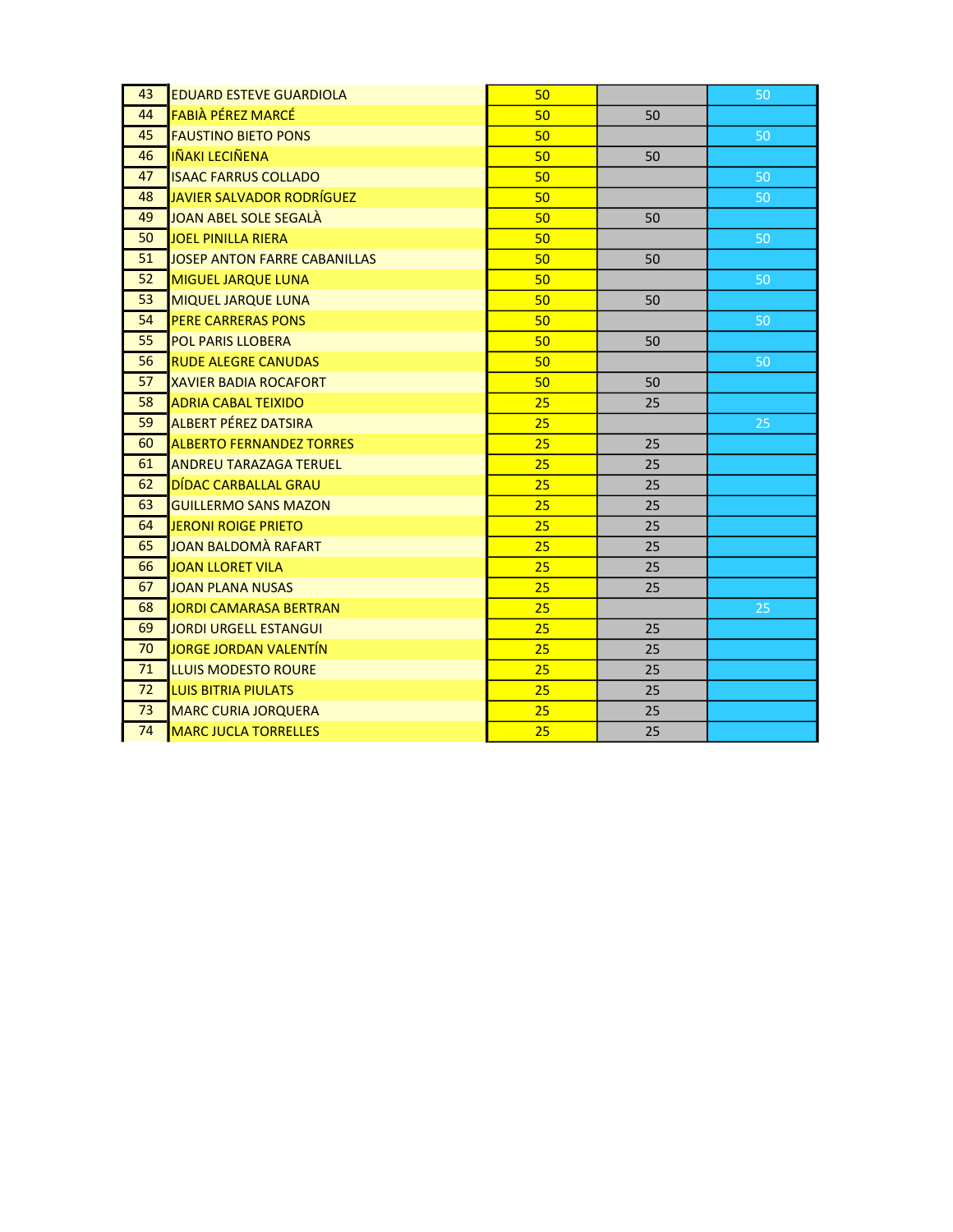| | | | | |
|---|---|---|---|---|
| 43 | EDUARD ESTEVE GUARDIOLA | 50 | | 50 |
| 44 | FABIÀ PÉREZ MARCÉ | 50 | 50 | |
| 45 | FAUSTINO BIETO PONS | 50 | | 50 |
| 46 | IÑAKI LECIÑENA | 50 | 50 | |
| 47 | ISAAC FARRUS COLLADO | 50 | | 50 |
| 48 | JAVIER SALVADOR RODRÍGUEZ | 50 | | 50 |
| 49 | JOAN ABEL SOLE SEGALÀ | 50 | 50 | |
| 50 | JOEL PINILLA RIERA | 50 | | 50 |
| 51 | JOSEP ANTON FARRE CABANILLAS | 50 | 50 | |
| 52 | MIGUEL JARQUE LUNA | 50 | | 50 |
| 53 | MIQUEL JARQUE LUNA | 50 | 50 | |
| 54 | PERE CARRERAS PONS | 50 | | 50 |
| 55 | POL PARIS LLOBERA | 50 | 50 | |
| 56 | RUDE ALEGRE CANUDAS | 50 | | 50 |
| 57 | XAVIER BADIA ROCAFORT | 50 | 50 | |
| 58 | ADRIA CABAL TEIXIDO | 25 | 25 | |
| 59 | ALBERT PÉREZ DATSIRA | 25 | | 25 |
| 60 | ALBERTO FERNANDEZ TORRES | 25 | 25 | |
| 61 | ANDREU TARAZAGA TERUEL | 25 | 25 | |
| 62 | DÍDAC CARBALLAL GRAU | 25 | 25 | |
| 63 | GUILLERMO SANS MAZON | 25 | 25 | |
| 64 | JERONI ROIGE PRIETO | 25 | 25 | |
| 65 | JOAN BALDOMÀ RAFART | 25 | 25 | |
| 66 | JOAN LLORET VILA | 25 | 25 | |
| 67 | JOAN PLANA NUSAS | 25 | 25 | |
| 68 | JORDI CAMARASA BERTRAN | 25 | | 25 |
| 69 | JORDI URGELL ESTANGUI | 25 | 25 | |
| 70 | JORGE JORDAN VALENTÍN | 25 | 25 | |
| 71 | LLUIS MODESTO ROURE | 25 | 25 | |
| 72 | LUIS BITRIA PIULATS | 25 | 25 | |
| 73 | MARC CURIA JORQUERA | 25 | 25 | |
| 74 | MARC JUCLA TORRELLES | 25 | 25 | |